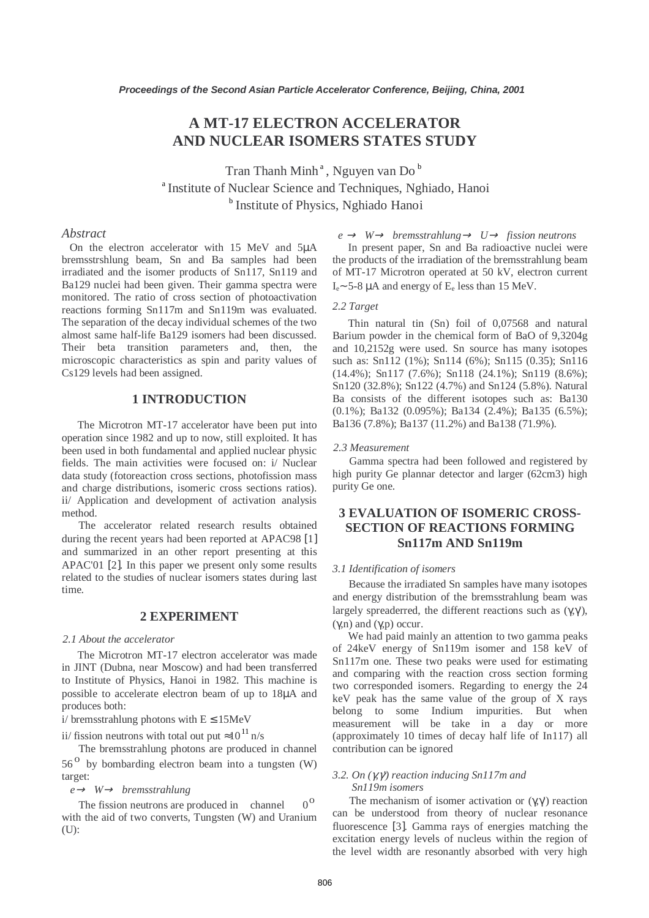*Proceedings of the Second Asian Particle Accelerator Conference, Beijing, China, 2001*

# A MT-17 ELECTRON ACCELERATOR AND NUCLEAR ISOMERS STATES STUDY

Tran Thanh Minh [a], Nguyen van Do [b]

[a] Institute of Nuclear Science and Techniques, Nghiado, Hanoi

[b] Institute of Physics, Nghiado Hanoi

### *Abstract*

On the electron accelerator with 15 MeV and 5μA bremsstrshlung beam, Sn and Ba samples had been irradiated and the isomer products of Sn117, Sn119 and Ba129 nuclei had been given. Their gamma spectra were monitored. The ratio of cross section of photoactivation reactions forming Sn117m and Sn119m was evaluated. The separation of the decay individual schemes of the two almost same half-life Ba129 isomers had been discussed. Their beta transition parameters and, then, the microscopic characteristics as spin and parity values of Cs129 levels had been assigned.

## 1 INTRODUCTION

The Microtron MT-17 accelerator have been put into operation since 1982 and up to now, still exploited. It has been used in both fundamental and applied nuclear physic fields. The main activities were focused on: i/ Nuclear data study (fotoreaction cross sections, photofission mass and charge distributions, isomeric cross sections ratios). ii/ Application and development of activation analysis method.

The accelerator related research results obtained during the recent years had been reported at APAC98 [1] and summarized in an other report presenting at this APAC'01 [2]. In this paper we present only some results related to the studies of nuclear isomers states during last time.

## 2 EXPERIMENT

### *2.1 About the accelerator*

The Microtron MT-17 electron accelerator was made in JINT (Dubna, near Moscow) and had been transferred to Institute of Physics, Hanoi in 1982. This machine is possible to accelerate electron beam of up to 18μA and produces both:

i/ bremsstrahlung photons with $E \leq 15$MeV

ii/ fission neutrons with total out put $\approx 10^{11}$ n/s

The bremsstrahlung photons are produced in channel $56^{O}$ by bombarding electron beam into a tungsten (W) target:

$e \rightarrow W \rightarrow$ *bremsstrahlung*

The fission neutrons are produced in channel $0^{O}$ with the aid of two converts, Tungsten (W) and Uranium (U):

$e \rightarrow W \rightarrow$ *bremsstrahlung* $\rightarrow U \rightarrow$ *fission neutrons*

In present paper, Sn and Ba radioactive nuclei were the products of the irradiation of the bremsstrahlung beam of MT-17 Microtron operated at 50 kV, electron current $I_e \sim 5\text{-}8$ μA and energy of $E_e$ less than 15 MeV.

### *2.2 Target*

Thin natural tin (Sn) foil of 0,07568 and natural Barium powder in the chemical form of BaO of 9,3204g and 10,2152g were used. Sn source has many isotopes such as: Sn112 (1%); Sn114 (6%); Sn115 (0.35); Sn116 (14.4%); Sn117 (7.6%); Sn118 (24.1%); Sn119 (8.6%); Sn120 (32.8%); Sn122 (4.7%) and Sn124 (5.8%). Natural Ba consists of the different isotopes such as: Ba130 (0.1%); Ba132 (0.095%); Ba134 (2.4%); Ba135 (6.5%); Ba136 (7.8%); Ba137 (11.2%) and Ba138 (71.9%).

### *2.3 Measurement*

Gamma spectra had been followed and registered by high purity Ge plannar detector and larger (62cm3) high purity Ge one.

## 3 EVALUATION OF ISOMERIC CROSS-SECTION OF REACTIONS FORMING Sn117m AND Sn119m

### *3.1 Identification of isomers*

Because the irradiated Sn samples have many isotopes and energy distribution of the bremsstrahlung beam was largely spreaderred, the different reactions such as (γ,γ), (γ,n) and (γ,p) occur.

We had paid mainly an attention to two gamma peaks of 24keV energy of Sn119m isomer and 158 keV of Sn117m one. These two peaks were used for estimating and comparing with the reaction cross section forming two corresponded isomers. Regarding to energy the 24 keV peak has the same value of the group of X rays belong to some Indium impurities. But when measurement will be take in a day or more (approximately 10 times of decay half life of In117) all contribution can be ignored

### *3.2. On (γ,γ) reaction inducing Sn117m and Sn119m isomers*

The mechanism of isomer activation or (γ,γ) reaction can be understood from theory of nuclear resonance fluorescence [3]. Gamma rays of energies matching the excitation energy levels of nucleus within the region of the level width are resonantly absorbed with very high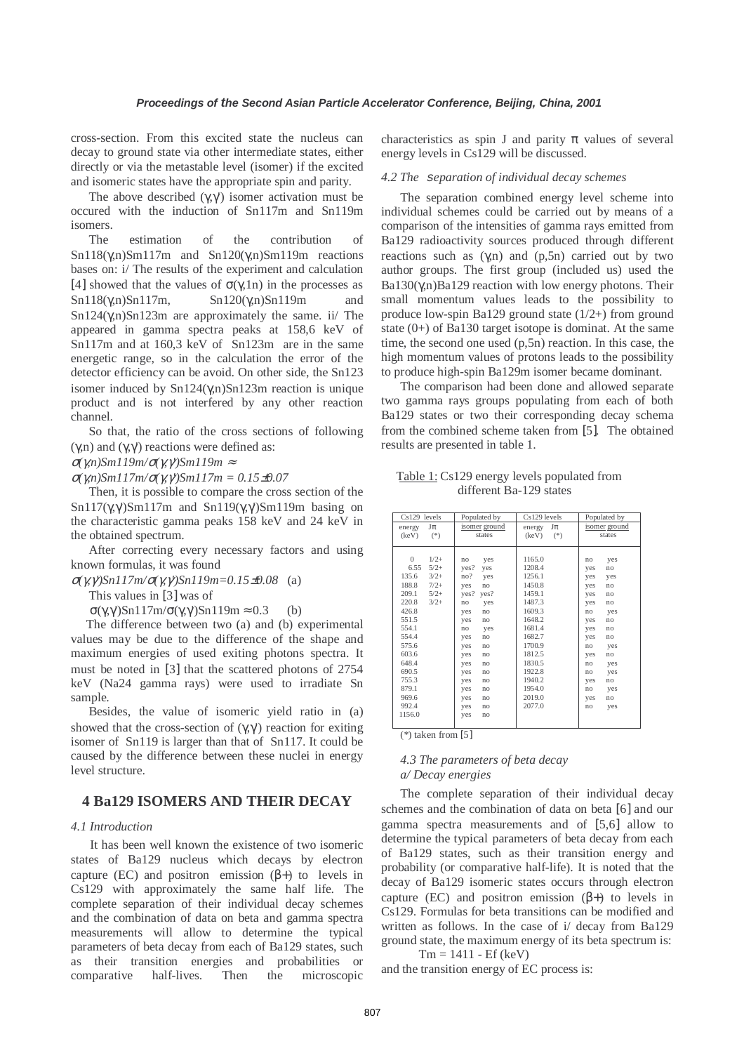cross-section. From this excited state the nucleus can decay to ground state via other intermediate states, either directly or via the metastable level (isomer) if the excited and isomeric states have the appropriate spin and parity.

The above described (γ,γ) isomer activation must be occured with the induction of Sn117m and Sn119m isomers.

The estimation of the contribution of Sn118(γ,n)Sm117m and Sn120(γ,n)Sm119m reactions bases on: i/ The results of the experiment and calculation [4] showed that the values of σ(γ,1n) in the processes as Sn118(γ,n)Sn117m, Sn120(γ,n)Sn119m and Sn124(γ,n)Sn123m are approximately the same. ii/ The appeared in gamma spectra peaks at 158,6 keV of Sn117m and at 160,3 keV of Sn123m are in the same energetic range, so in the calculation the error of the detector efficiency can be avoid. On other side, the Sn123 isomer induced by Sn124(γ,n)Sn123m reaction is unique product and is not interfered by any other reaction channel.

So that, the ratio of the cross sections of following (γ,n) and (γ,γ) reactions were defined as:

*σ(γ,n)Sn119m/σ(γ,γ')Sn119m ≈*

*σ(γ,n)Sn117m/σ(γ,γ')Sn117m = 0.15±0.07*

Then, it is possible to compare the cross section of the Sn117(γ,γ')Sm117m and Sn119(γ,γ')Sm119m basing on the characteristic gamma peaks 158 keV and 24 keV in the obtained spectrum.

After correcting every necessary factors and using known formulas, it was found

*σ(γ,γ')Sn117m/σ(γ,γ')Sn119m=0.15±0.08* (a)

This values in [3] was of

σ(γ,γ')Sn117m/σ(γ,γ')Sn119m ≈ 0.3 (b)

The difference between two (a) and (b) experimental values may be due to the difference of the shape and maximum energies of used exiting photons spectra. It must be noted in [3] that the scattered photons of 2754 keV (Na24 gamma rays) were used to irradiate Sn sample.

Besides, the value of isomeric yield ratio in (a) showed that the cross-section of (γ,γ') reaction for exiting isomer of Sn119 is larger than that of Sn117. It could be caused by the difference between these nuclei in energy level structure.

## 4 Ba129 ISOMERS AND THEIR DECAY

### *4.1 Introduction*

It has been well known the existence of two isomeric states of Ba129 nucleus which decays by electron capture (EC) and positron emission (β+) to levels in Cs129 with approximately the same half life. The complete separation of their individual decay schemes and the combination of data on beta and gamma spectra measurements will allow to determine the typical parameters of beta decay from each of Ba129 states, such as their transition energies and probabilities or comparative half-lives. Then the microscopic characteristics as spin J and parity π values of several energy levels in Cs129 will be discussed.

### *4.2 The separation of individual decay schemes*

The separation combined energy level scheme into individual schemes could be carried out by means of a comparison of the intensities of gamma rays emitted from Ba129 radioactivity sources produced through different reactions such as (γ,n) and (p,5n) carried out by two author groups. The first group (included us) used the Ba130(γ,n)Ba129 reaction with low energy photons. Their small momentum values leads to the possibility to produce low-spin Ba129 ground state (1/2+) from ground state (0+) of Ba130 target isotope is dominat. At the same time, the second one used (p,5n) reaction. In this case, the high momentum values of protons leads to the possibility to produce high-spin Ba129m isomer became dominant.

The comparison had been done and allowed separate two gamma rays groups populating from each of both Ba129 states or two their corresponding decay schema from the combined scheme taken from [5]. The obtained results are presented in table 1.

Table 1: Cs129 energy levels populated from different Ba-129 states

| Cs129 levels energy (keV) | Jπ (*) | Populated by isomer | Populated by ground states | Cs129 levels energy (keV) | Jπ (*) | Populated by isomer | Populated by ground states |
|---|---|---|---|---|---|---|---|
| 0 | 1/2+ | no | yes | 1165.0 | | no | yes |
| 6.55 | 5/2+ | yes? | yes | 1208.4 | | yes | no |
| 135.6 | 3/2+ | no? | yes | 1256.1 | | yes | yes |
| 188.8 | 7/2+ | yes | no | 1450.8 | | yes | no |
| 209.1 | 5/2+ | yes? | yes? | 1459.1 | | yes | no |
| 220.8 | 3/2+ | no | yes | 1487.3 | | yes | no |
| 426.8 | | yes | no | 1609.3 | | no | yes |
| 551.5 | | yes | no | 1648.2 | | yes | no |
| 554.1 | | no | yes | 1681.4 | | yes | no |
| 554.4 | | yes | no | 1682.7 | | yes | no |
| 575.6 | | yes | no | 1700.9 | | no | yes |
| 603.6 | | yes | no | 1812.5 | | yes | no |
| 648.4 | | yes | no | 1830.5 | | no | yes |
| 690.5 | | yes | no | 1922.8 | | no | yes |
| 755.3 | | yes | no | 1940.2 | | yes | no |
| 879.1 | | yes | no | 1954.0 | | no | yes |
| 969.6 | | yes | no | 2019.0 | | yes | no |
| 992.4 | | yes | no | 2077.0 | | no | yes |
| 1156.0 | | yes | no | | | | |

(*) taken from [5]

### *4.3 The parameters of beta decay*

*a/ Decay energies*

The complete separation of their individual decay schemes and the combination of data on beta [6] and our gamma spectra measurements and of [5,6] allow to determine the typical parameters of beta decay from each of Ba129 states, such as their transition energy and probability (or comparative half-life). It is noted that the decay of Ba129 isomeric states occurs through electron capture (EC) and positron emission (β+) to levels in Cs129. Formulas for beta transitions can be modified and written as follows. In the case of i/ decay from Ba129 ground state, the maximum energy of its beta spectrum is:

$$T_m = 1411 - E_f \text{ (keV)}$$

and the transition energy of EC process is: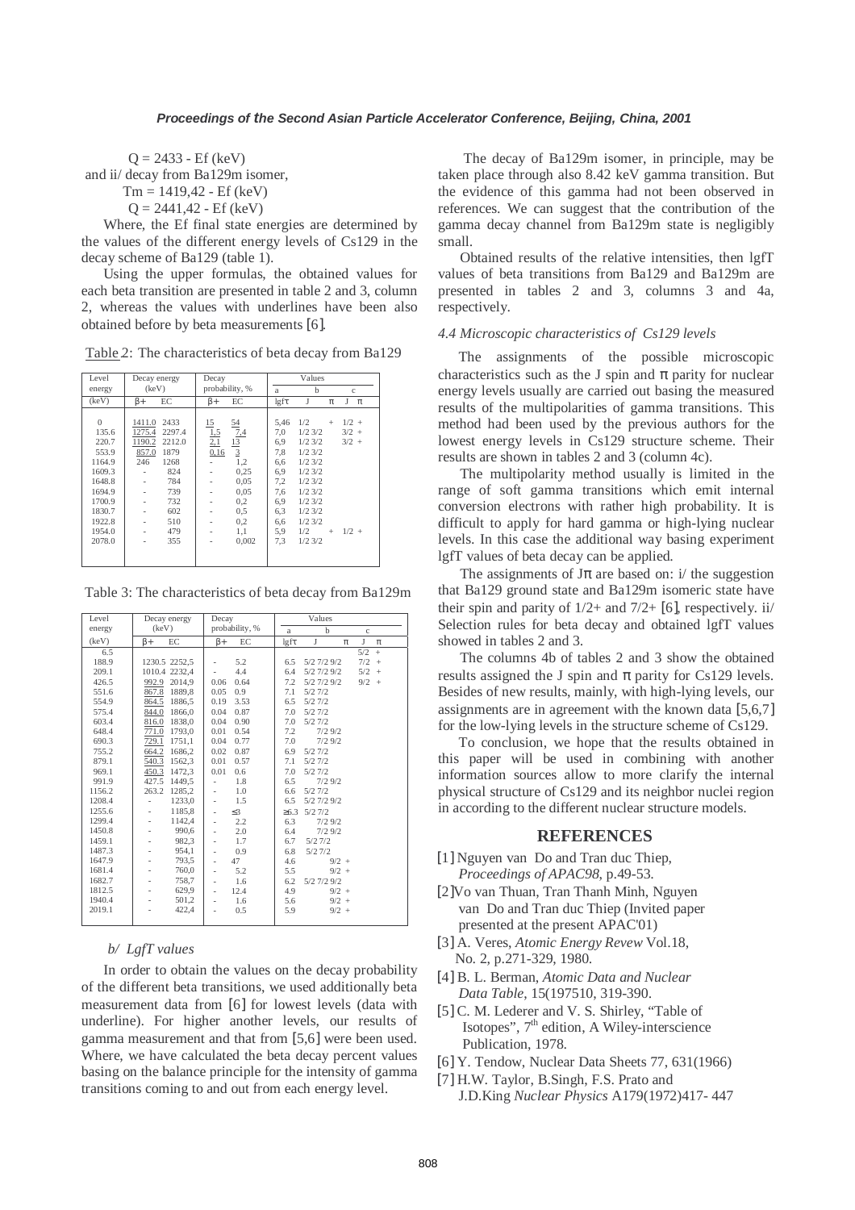$Q = 2433$ - Ef (keV)

and ii/ decay from Ba129m isomer,

$Tm = 1419,42$ - Ef (keV)

$Q = 2441,42$ - Ef (keV)

Where, the Ef final state energies are determined by the values of the different energy levels of Cs129 in the decay scheme of Ba129 (table 1).

Using the upper formulas, the obtained values for each beta transition are presented in table 2 and 3, column 2, whereas the values with underlines have been also obtained before by beta measurements [6].

Table 2: The characteristics of beta decay from Ba129

| Level energy | Decay energy (keV) | | Decay probability, % | | Values | | | | |
|---|---|---|---|---|---|---|---|---|---|
| | | | | | a | b | | c | |
| (keV) | β+ | EC | β+ | EC | lgfτ | J | π | J | π |
| 0 | 1411.0 | 2433 | 15 | 54 | 5,46 | 1/2 | + | 1/2 | + |
| 135.6 | 1275.4 | 2297.4 | 1,5 | 7,4 | 7,0 | 1/2 3/2 | | 3/2 | + |
| 220.7 | 1190.2 | 2212.0 | 2,1 | 13 | 6,9 | 1/2 3/2 | | 3/2 | + |
| 553.9 | 857.0 | 1879 | 0,16 | 3 | 7,8 | 1/2 3/2 | | | |
| 1164.9 | 246 | 1268 | - | 1,2 | 6,6 | 1/2 3/2 | | | |
| 1609.3 | - | 824 | - | 0,25 | 6,9 | 1/2 3/2 | | | |
| 1648.8 | - | 784 | - | 0,05 | 7,2 | 1/2 3/2 | | | |
| 1694.9 | - | 739 | - | 0,05 | 7,6 | 1/2 3/2 | | | |
| 1700.9 | - | 732 | - | 0,2 | 6,9 | 1/2 3/2 | | | |
| 1830.7 | - | 602 | - | 0,5 | 6,3 | 1/2 3/2 | | | |
| 1922.8 | - | 510 | - | 0,2 | 6,6 | 1/2 3/2 | | | |
| 1954.0 | - | 479 | - | 1,1 | 5,9 | 1/2 | + | 1/2 | + |
| 2078.0 | - | 355 | - | 0,002 | 7,3 | 1/2 3/2 | | | |

Table 3: The characteristics of beta decay from Ba129m

| Level energy | Decay energy (keV) | | Decay probability, % | | Values | | | | |
|---|---|---|---|---|---|---|---|---|---|
| | | | | | a | b | | c | |
| (keV) | β+ | EC | β+ | EC | lgfτ | J | π | J | π |
| 6.5 | | | | | | | | 5/2 | + |
| 188.9 | 1230.5 | 2252,5 | - | 5.2 | 6.5 | 5/2 7/2 9/2 | | 7/2 | + |
| 209.1 | 1010.4 | 2232,4 | - | 4.4 | 6.4 | 5/2 7/2 9/2 | | 5/2 | + |
| 426.5 | 992.9 | 2014,9 | 0.06 | 0.64 | 7.2 | 5/2 7/2 9/2 | | 9/2 | + |
| 551.6 | 867.8 | 1889,8 | 0.05 | 0.9 | 7.1 | 5/2 7/2 | | | |
| 554.9 | 864.5 | 1886,5 | 0.19 | 3.53 | 6.5 | 5/2 7/2 | | | |
| 575.4 | 844.0 | 1866,0 | 0.04 | 0.87 | 7.0 | 5/2 7/2 | | | |
| 603.4 | 816.0 | 1838,0 | 0.04 | 0.90 | 7.0 | 5/2 7/2 | | | |
| 648.4 | 771.0 | 1793,0 | 0.01 | 0.54 | 7.2 | 7/2 9/2 | | | |
| 690.3 | 729.1 | 1751,1 | 0.04 | 0.77 | 7.0 | 7/2 9/2 | | | |
| 755.2 | 664.2 | 1686,2 | 0.02 | 0.87 | 6.9 | 5/2 7/2 | | | |
| 879.1 | 540.3 | 1562,3 | 0.01 | 0.57 | 7.1 | 5/2 7/2 | | | |
| 969.1 | 450.3 | 1472,3 | 0.01 | 0.6 | 7.0 | 5/2 7/2 | | | |
| 991.9 | 427.5 | 1449,5 | - | 1.8 | 6.5 | 7/2 9/2 | | | |
| 1156.2 | 263.2 | 1285,2 | - | 1.0 | 6.6 | 5/2 7/2 | | | |
| 1208.4 | - | 1233,0 | - | 1.5 | 6.5 | 5/2 7/2 9/2 | | | |
| 1255.6 | - | 1185,8 | - | ≤3 | ≥6.3 | 5/2 7/2 | | | |
| 1299.4 | - | 1142,4 | - | 2.2 | 6.3 | 7/2 9/2 | | | |
| 1450.8 | - | 990,6 | - | 2.0 | 6.4 | 7/2 9/2 | | | |
| 1459.1 | - | 982,3 | - | 1.7 | 6.7 | 5/2 7/2 | | | |
| 1487.3 | - | 954,1 | - | 0.9 | 6.8 | 5/2 7/2 | | | |
| 1647.9 | - | 793,5 | - | 47 | 4.6 | 9/2 | + | | |
| 1681.4 | - | 760,0 | - | 5.2 | 5.5 | 9/2 | + | | |
| 1682.7 | - | 758,7 | - | 1.6 | 6.2 | 5/2 7/2 9/2 | | | |
| 1812.5 | - | 629,9 | - | 12.4 | 4.9 | 9/2 | + | | |
| 1940.4 | - | 501,2 | - | 1.6 | 5.6 | 9/2 | + | | |
| 2019.1 | - | 422,4 | - | 0.5 | 5.9 | 9/2 | + | | |

*b/ LgfT values*

In order to obtain the values on the decay probability of the different beta transitions, we used additionally beta measurement data from [6] for lowest levels (data with underline). For higher another levels, our results of gamma measurement and that from [5,6] were been used. Where, we have calculated the beta decay percent values basing on the balance principle for the intensity of gamma transitions coming to and out from each energy level.

The decay of Ba129m isomer, in principle, may be taken place through also 8.42 keV gamma transition. But the evidence of this gamma had not been observed in references. We can suggest that the contribution of the gamma decay channel from Ba129m state is negligibly small.

Obtained results of the relative intensities, then lgfT values of beta transitions from Ba129 and Ba129m are presented in tables 2 and 3, columns 3 and 4a, respectively.

### *4.4 Microscopic characteristics of Cs129 levels*

The assignments of the possible microscopic characteristics such as the J spin and π parity for nuclear energy levels usually are carried out basing the measured results of the multipolarities of gamma transitions. This method had been used by the previous authors for the lowest energy levels in Cs129 structure scheme. Their results are shown in tables 2 and 3 (column 4c).

The multipolarity method usually is limited in the range of soft gamma transitions which emit internal conversion electrons with rather high probability. It is difficult to apply for hard gamma or high-lying nuclear levels. In this case the additional way basing experiment lgfT values of beta decay can be applied.

The assignments of Jπ are based on: i/ the suggestion that Ba129 ground state and Ba129m isomeric state have their spin and parity of 1/2+ and 7/2+ [6], respectively. ii/ Selection rules for beta decay and obtained lgfT values showed in tables 2 and 3.

The columns 4b of tables 2 and 3 show the obtained results assigned the J spin and π parity for Cs129 levels. Besides of new results, mainly, with high-lying levels, our assignments are in agreement with the known data [5,6,7] for the low-lying levels in the structure scheme of Cs129.

To conclusion, we hope that the results obtained in this paper will be used in combining with another information sources allow to more clarify the internal physical structure of Cs129 and its neighbor nuclei region in according to the different nuclear structure models.

## REFERENCES

[1] Nguyen van Do and Tran duc Thiep, *Proceedings of APAC98*, p.49-53.

[2] Vo van Thuan, Tran Thanh Minh, Nguyen van Do and Tran duc Thiep (Invited paper presented at the present APAC'01)

[3] A. Veres, *Atomic Energy Revew* Vol.18, No. 2, p.271-329, 1980.

[4] B. L. Berman, *Atomic Data and Nuclear Data Table*, 15(197510, 319-390.

[5] C. M. Lederer and V. S. Shirley, "Table of Isotopes", 7th edition, A Wiley-interscience Publication, 1978.

[6] Y. Tendow, Nuclear Data Sheets 77, 631(1966)

[7] H.W. Taylor, B.Singh, F.S. Prato and J.D.King *Nuclear Physics* A179(1972)417- 447